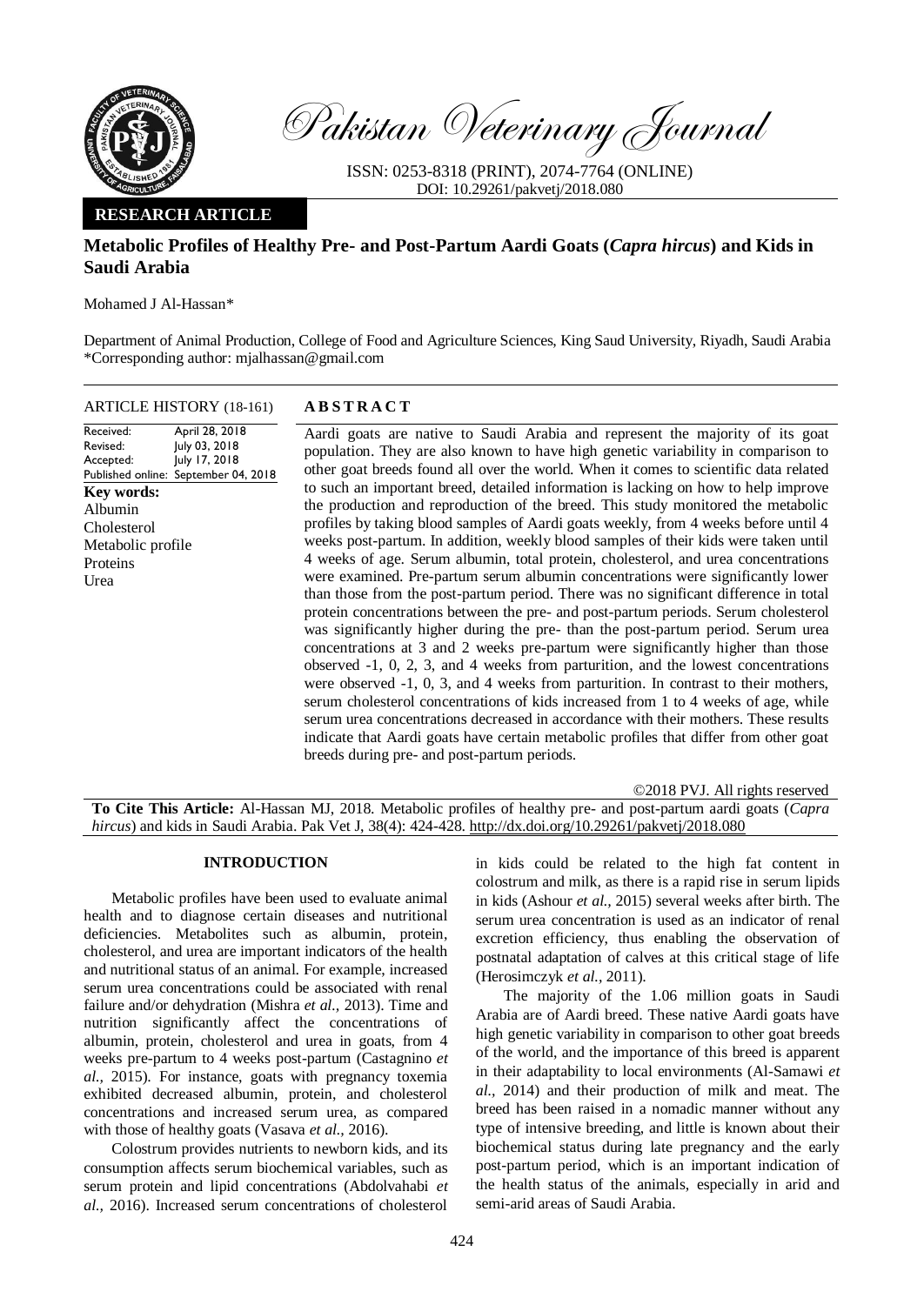Pakistan Veterinary Journal

ISSN: 0253-8318 (PRINT), 2074-7764 (ONLINE)
DOI: 10.29261/pakvetj/2018.080

**RESEARCH ARTICLE**

# Metabolic Profiles of Healthy Pre- and Post-Partum Aardi Goats (*Capra hircus*) and Kids in Saudi Arabia

Mohamed J Al-Hassan*

Department of Animal Production, College of Food and Agriculture Sciences, King Saud University, Riyadh, Saudi Arabia
*Corresponding author: mjalhassan@gmail.com

**ARTICLE HISTORY** (18-161)

Received: April 28, 2018
Revised: July 03, 2018
Accepted: July 17, 2018
Published online: September 04, 2018

**Key words:**
Albumin
Cholesterol
Metabolic profile
Proteins
Urea

## ABSTRACT

Aardi goats are native to Saudi Arabia and represent the majority of its goat population. They are also known to have high genetic variability in comparison to other goat breeds found all over the world. When it comes to scientific data related to such an important breed, detailed information is lacking on how to help improve the production and reproduction of the breed. This study monitored the metabolic profiles by taking blood samples of Aardi goats weekly, from 4 weeks before until 4 weeks post-partum. In addition, weekly blood samples of their kids were taken until 4 weeks of age. Serum albumin, total protein, cholesterol, and urea concentrations were examined. Pre-partum serum albumin concentrations were significantly lower than those from the post-partum period. There was no significant difference in total protein concentrations between the pre- and post-partum periods. Serum cholesterol was significantly higher during the pre- than the post-partum period. Serum urea concentrations at 3 and 2 weeks pre-partum were significantly higher than those observed -1, 0, 2, 3, and 4 weeks from parturition, and the lowest concentrations were observed -1, 0, 3, and 4 weeks from parturition. In contrast to their mothers, serum cholesterol concentrations of kids increased from 1 to 4 weeks of age, while serum urea concentrations decreased in accordance with their mothers. These results indicate that Aardi goats have certain metabolic profiles that differ from other goat breeds during pre- and post-partum periods.

©2018 PVJ. All rights reserved

**To Cite This Article:** Al-Hassan MJ, 2018. Metabolic profiles of healthy pre- and post-partum aardi goats (*Capra hircus*) and kids in Saudi Arabia. Pak Vet J, 38(4): 424-428. http://dx.doi.org/10.29261/pakvetj/2018.080

## INTRODUCTION

Metabolic profiles have been used to evaluate animal health and to diagnose certain diseases and nutritional deficiencies. Metabolites such as albumin, protein, cholesterol, and urea are important indicators of the health and nutritional status of an animal. For example, increased serum urea concentrations could be associated with renal failure and/or dehydration (Mishra *et al.,* 2013). Time and nutrition significantly affect the concentrations of albumin, protein, cholesterol and urea in goats, from 4 weeks pre-partum to 4 weeks post-partum (Castagnino *et al.,* 2015). For instance, goats with pregnancy toxemia exhibited decreased albumin, protein, and cholesterol concentrations and increased serum urea, as compared with those of healthy goats (Vasava *et al.,* 2016).

Colostrum provides nutrients to newborn kids, and its consumption affects serum biochemical variables, such as serum protein and lipid concentrations (Abdolvahabi *et al.,* 2016). Increased serum concentrations of cholesterol in kids could be related to the high fat content in colostrum and milk, as there is a rapid rise in serum lipids in kids (Ashour *et al.,* 2015) several weeks after birth. The serum urea concentration is used as an indicator of renal excretion efficiency, thus enabling the observation of postnatal adaptation of calves at this critical stage of life (Herosimczyk *et al.,* 2011).

The majority of the 1.06 million goats in Saudi Arabia are of Aardi breed. These native Aardi goats have high genetic variability in comparison to other goat breeds of the world, and the importance of this breed is apparent in their adaptability to local environments (Al-Samawi *et al.,* 2014) and their production of milk and meat. The breed has been raised in a nomadic manner without any type of intensive breeding, and little is known about their biochemical status during late pregnancy and the early post-partum period, which is an important indication of the health status of the animals, especially in arid and semi-arid areas of Saudi Arabia.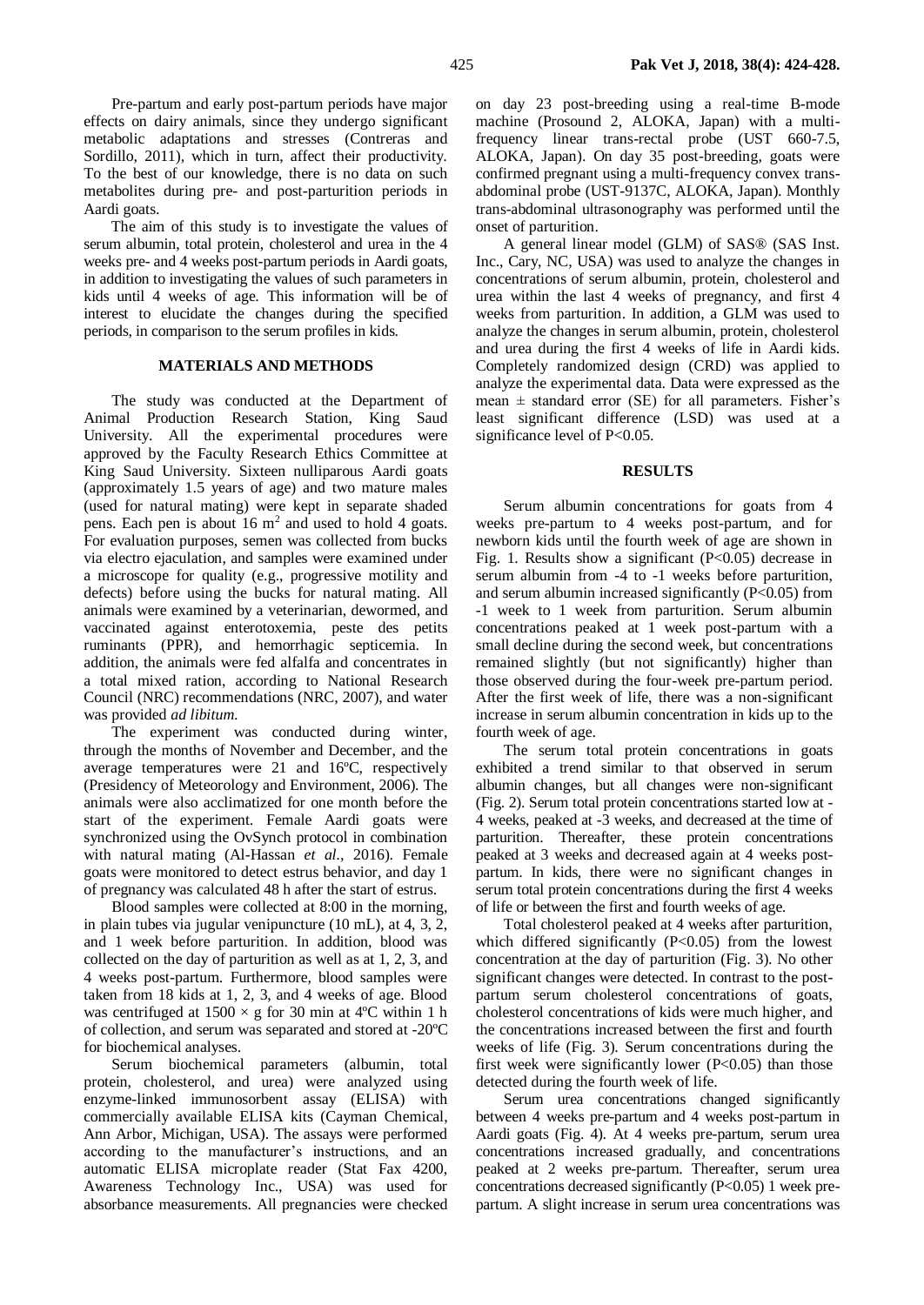Pre-partum and early post-partum periods have major effects on dairy animals, since they undergo significant metabolic adaptations and stresses (Contreras and Sordillo, 2011), which in turn, affect their productivity. To the best of our knowledge, there is no data on such metabolites during pre- and post-parturition periods in Aardi goats.

The aim of this study is to investigate the values of serum albumin, total protein, cholesterol and urea in the 4 weeks pre- and 4 weeks post-partum periods in Aardi goats, in addition to investigating the values of such parameters in kids until 4 weeks of age. This information will be of interest to elucidate the changes during the specified periods, in comparison to the serum profiles in kids.

## MATERIALS AND METHODS

The study was conducted at the Department of Animal Production Research Station, King Saud University. All the experimental procedures were approved by the Faculty Research Ethics Committee at King Saud University. Sixteen nulliparous Aardi goats (approximately 1.5 years of age) and two mature males (used for natural mating) were kept in separate shaded pens. Each pen is about 16 m$^2$ and used to hold 4 goats. For evaluation purposes, semen was collected from bucks via electro ejaculation, and samples were examined under a microscope for quality (e.g., progressive motility and defects) before using the bucks for natural mating. All animals were examined by a veterinarian, dewormed, and vaccinated against enterotoxemia, peste des petits ruminants (PPR), and hemorrhagic septicemia. In addition, the animals were fed alfalfa and concentrates in a total mixed ration, according to National Research Council (NRC) recommendations (NRC, 2007), and water was provided *ad libitum.*

The experiment was conducted during winter, through the months of November and December, and the average temperatures were 21 and 16ºC, respectively (Presidency of Meteorology and Environment, 2006). The animals were also acclimatized for one month before the start of the experiment. Female Aardi goats were synchronized using the OvSynch protocol in combination with natural mating (Al-Hassan *et al*., 2016). Female goats were monitored to detect estrus behavior, and day 1 of pregnancy was calculated 48 h after the start of estrus.

Blood samples were collected at 8:00 in the morning, in plain tubes via jugular venipuncture (10 mL), at 4, 3, 2, and 1 week before parturition. In addition, blood was collected on the day of parturition as well as at 1, 2, 3, and 4 weeks post-partum. Furthermore, blood samples were taken from 18 kids at 1, 2, 3, and 4 weeks of age. Blood was centrifuged at 1500 × g for 30 min at 4ºC within 1 h of collection, and serum was separated and stored at -20ºC for biochemical analyses.

Serum biochemical parameters (albumin, total protein, cholesterol, and urea) were analyzed using enzyme-linked immunosorbent assay (ELISA) with commercially available ELISA kits (Cayman Chemical, Ann Arbor, Michigan, USA). The assays were performed according to the manufacturer's instructions, and an automatic ELISA microplate reader (Stat Fax 4200, Awareness Technology Inc., USA) was used for absorbance measurements. All pregnancies were checked on day 23 post-breeding using a real-time B-mode machine (Prosound 2, ALOKA, Japan) with a multi-frequency linear trans-rectal probe (UST 660-7.5, ALOKA, Japan). On day 35 post-breeding, goats were confirmed pregnant using a multi-frequency convex trans-abdominal probe (UST-9137C, ALOKA, Japan). Monthly trans-abdominal ultrasonography was performed until the onset of parturition.

A general linear model (GLM) of SAS® (SAS Inst. Inc., Cary, NC, USA) was used to analyze the changes in concentrations of serum albumin, protein, cholesterol and urea within the last 4 weeks of pregnancy, and first 4 weeks from parturition. In addition, a GLM was used to analyze the changes in serum albumin, protein, cholesterol and urea during the first 4 weeks of life in Aardi kids. Completely randomized design (CRD) was applied to analyze the experimental data. Data were expressed as the mean ± standard error (SE) for all parameters. Fisher's least significant difference (LSD) was used at a significance level of $P<0.05$.

## RESULTS

Serum albumin concentrations for goats from 4 weeks pre-partum to 4 weeks post-partum, and for newborn kids until the fourth week of age are shown in Fig. 1. Results show a significant ($P<0.05$) decrease in serum albumin from -4 to -1 weeks before parturition, and serum albumin increased significantly ($P<0.05$) from -1 week to 1 week from parturition. Serum albumin concentrations peaked at 1 week post-partum with a small decline during the second week, but concentrations remained slightly (but not significantly) higher than those observed during the four-week pre-partum period. After the first week of life, there was a non-significant increase in serum albumin concentration in kids up to the fourth week of age.

The serum total protein concentrations in goats exhibited a trend similar to that observed in serum albumin changes, but all changes were non-significant (Fig. 2). Serum total protein concentrations started low at -4 weeks, peaked at -3 weeks, and decreased at the time of parturition. Thereafter, these protein concentrations peaked at 3 weeks and decreased again at 4 weeks post-partum. In kids, there were no significant changes in serum total protein concentrations during the first 4 weeks of life or between the first and fourth weeks of age.

Total cholesterol peaked at 4 weeks after parturition, which differed significantly ($P<0.05$) from the lowest concentration at the day of parturition (Fig. 3). No other significant changes were detected. In contrast to the post-partum serum cholesterol concentrations of goats, cholesterol concentrations of kids were much higher, and the concentrations increased between the first and fourth weeks of life (Fig. 3). Serum concentrations during the first week were significantly lower ($P<0.05$) than those detected during the fourth week of life.

Serum urea concentrations changed significantly between 4 weeks pre-partum and 4 weeks post-partum in Aardi goats (Fig. 4). At 4 weeks pre-partum, serum urea concentrations increased gradually, and concentrations peaked at 2 weeks pre-partum. Thereafter, serum urea concentrations decreased significantly ($P<0.05$) 1 week pre-partum. A slight increase in serum urea concentrations was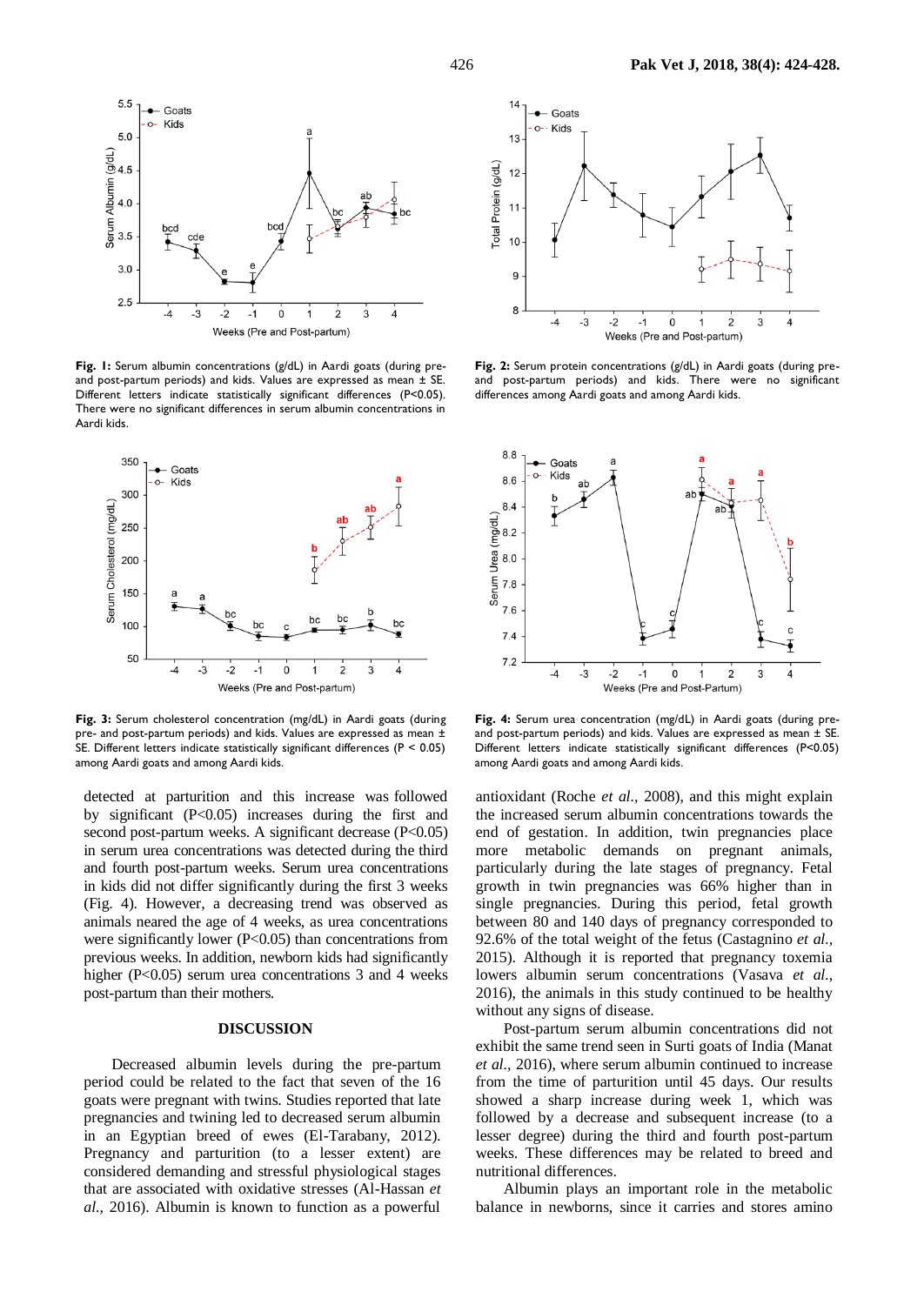**Fig. 1:** Serum albumin concentrations (g/dL) in Aardi goats (during pre- and post-partum periods) and kids. Values are expressed as mean ± SE. Different letters indicate statistically significant differences (P<0.05). There were no significant differences in serum albumin concentrations in Aardi kids.

**Fig. 2:** Serum protein concentrations (g/dL) in Aardi goats (during pre- and post-partum periods) and kids. There were no significant differences among Aardi goats and among Aardi kids.

**Fig. 3:** Serum cholesterol concentration (mg/dL) in Aardi goats (during pre- and post-partum periods) and kids. Values are expressed as mean ± SE. Different letters indicate statistically significant differences (P < 0.05) among Aardi goats and among Aardi kids.

**Fig. 4:** Serum urea concentration (mg/dL) in Aardi goats (during pre- and post-partum periods) and kids. Values are expressed as mean ± SE. Different letters indicate statistically significant differences (P<0.05) among Aardi goats and among Aardi kids.

detected at parturition and this increase was followed by significant (P<0.05) increases during the first and second post-partum weeks. A significant decrease (P<0.05) in serum urea concentrations was detected during the third and fourth post-partum weeks. Serum urea concentrations in kids did not differ significantly during the first 3 weeks (Fig. 4). However, a decreasing trend was observed as animals neared the age of 4 weeks, as urea concentrations were significantly lower (P<0.05) than concentrations from previous weeks. In addition, newborn kids had significantly higher (P<0.05) serum urea concentrations 3 and 4 weeks post-partum than their mothers.

## DISCUSSION

Decreased albumin levels during the pre-partum period could be related to the fact that seven of the 16 goats were pregnant with twins. Studies reported that late pregnancies and twining led to decreased serum albumin in an Egyptian breed of ewes (El-Tarabany, 2012). Pregnancy and parturition (to a lesser extent) are considered demanding and stressful physiological stages that are associated with oxidative stresses (Al-Hassan *et al.,* 2016). Albumin is known to function as a powerful antioxidant (Roche *et al.*, 2008), and this might explain the increased serum albumin concentrations towards the end of gestation. In addition, twin pregnancies place more metabolic demands on pregnant animals, particularly during the late stages of pregnancy. Fetal growth in twin pregnancies was 66% higher than in single pregnancies. During this period, fetal growth between 80 and 140 days of pregnancy corresponded to 92.6% of the total weight of the fetus (Castagnino *et al.*, 2015). Although it is reported that pregnancy toxemia lowers albumin serum concentrations (Vasava *et al.*, 2016), the animals in this study continued to be healthy without any signs of disease.

Post-partum serum albumin concentrations did not exhibit the same trend seen in Surti goats of India (Manat *et al.*, 2016), where serum albumin continued to increase from the time of parturition until 45 days. Our results showed a sharp increase during week 1, which was followed by a decrease and subsequent increase (to a lesser degree) during the third and fourth post-partum weeks. These differences may be related to breed and nutritional differences.

Albumin plays an important role in the metabolic balance in newborns, since it carries and stores amino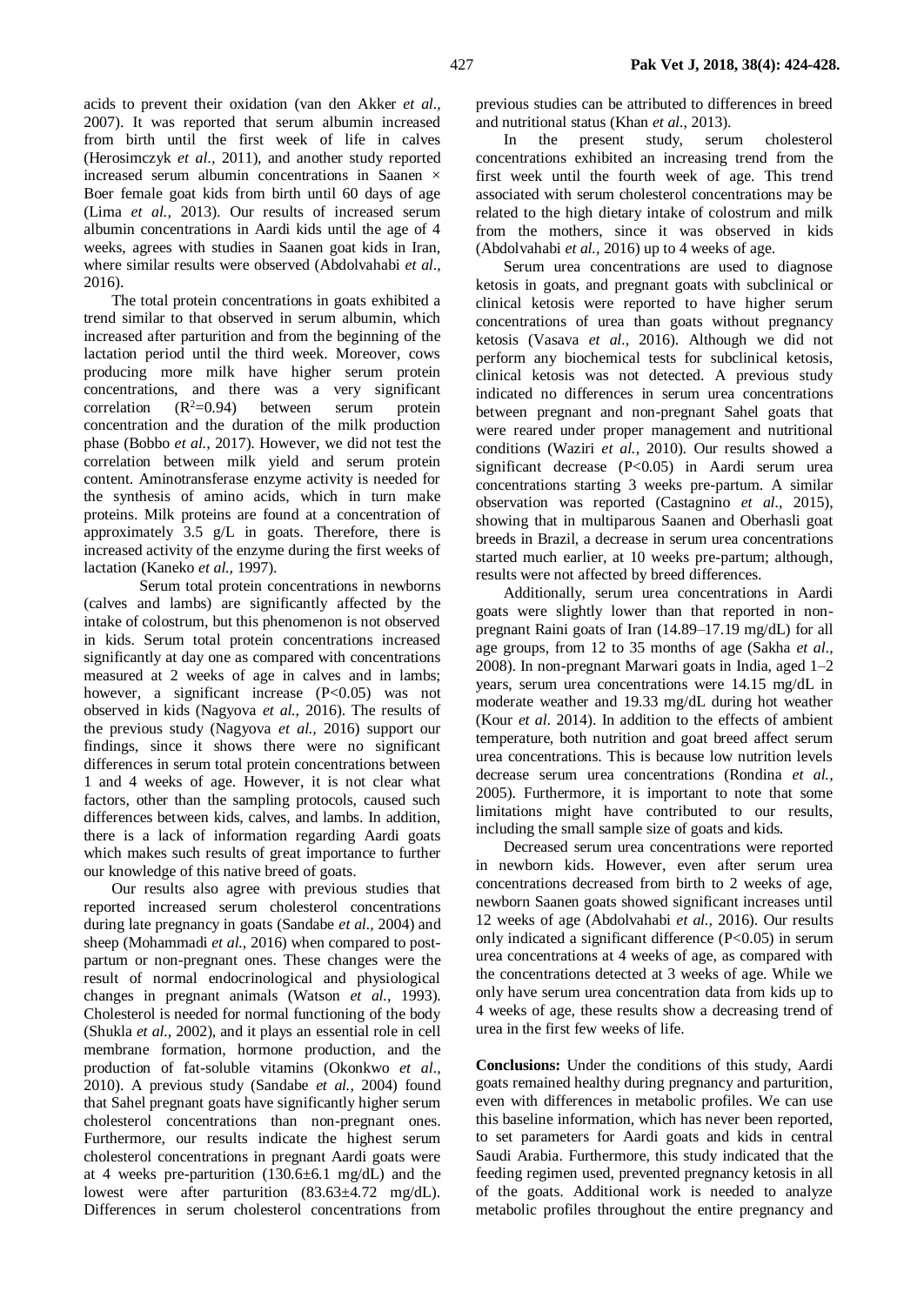acids to prevent their oxidation (van den Akker *et al.*, 2007). It was reported that serum albumin increased from birth until the first week of life in calves (Herosimczyk *et al.*, 2011), and another study reported increased serum albumin concentrations in Saanen × Boer female goat kids from birth until 60 days of age (Lima *et al.,* 2013). Our results of increased serum albumin concentrations in Aardi kids until the age of 4 weeks, agrees with studies in Saanen goat kids in Iran, where similar results were observed (Abdolvahabi *et al.*, 2016).

The total protein concentrations in goats exhibited a trend similar to that observed in serum albumin, which increased after parturition and from the beginning of the lactation period until the third week. Moreover, cows producing more milk have higher serum protein concentrations, and there was a very significant correlation ($R^2$=0.94) between serum protein concentration and the duration of the milk production phase (Bobbo *et al.,* 2017). However, we did not test the correlation between milk yield and serum protein content. Aminotransferase enzyme activity is needed for the synthesis of amino acids, which in turn make proteins. Milk proteins are found at a concentration of approximately 3.5 g/L in goats. Therefore, there is increased activity of the enzyme during the first weeks of lactation (Kaneko *et al.,* 1997).

Serum total protein concentrations in newborns (calves and lambs) are significantly affected by the intake of colostrum, but this phenomenon is not observed in kids. Serum total protein concentrations increased significantly at day one as compared with concentrations measured at 2 weeks of age in calves and in lambs; however, a significant increase (P<0.05) was not observed in kids (Nagyova *et al.,* 2016). The results of the previous study (Nagyova *et al.*, 2016) support our findings, since it shows there were no significant differences in serum total protein concentrations between 1 and 4 weeks of age. However, it is not clear what factors, other than the sampling protocols, caused such differences between kids, calves, and lambs. In addition, there is a lack of information regarding Aardi goats which makes such results of great importance to further our knowledge of this native breed of goats.

Our results also agree with previous studies that reported increased serum cholesterol concentrations during late pregnancy in goats (Sandabe *et al.,* 2004) and sheep (Mohammadi *et al.,* 2016) when compared to post-partum or non-pregnant ones. These changes were the result of normal endocrinological and physiological changes in pregnant animals (Watson *et al.*, 1993). Cholesterol is needed for normal functioning of the body (Shukla *et al.,* 2002), and it plays an essential role in cell membrane formation, hormone production, and the production of fat-soluble vitamins (Okonkwo *et al.*, 2010). A previous study (Sandabe *et al.,* 2004) found that Sahel pregnant goats have significantly higher serum cholesterol concentrations than non-pregnant ones. Furthermore, our results indicate the highest serum cholesterol concentrations in pregnant Aardi goats were at 4 weeks pre-parturition (130.6±6.1 mg/dL) and the lowest were after parturition (83.63±4.72 mg/dL). Differences in serum cholesterol concentrations from previous studies can be attributed to differences in breed and nutritional status (Khan *et al.,* 2013).

In the present study, serum cholesterol concentrations exhibited an increasing trend from the first week until the fourth week of age. This trend associated with serum cholesterol concentrations may be related to the high dietary intake of colostrum and milk from the mothers, since it was observed in kids (Abdolvahabi *et al.,* 2016) up to 4 weeks of age.

Serum urea concentrations are used to diagnose ketosis in goats, and pregnant goats with subclinical or clinical ketosis were reported to have higher serum concentrations of urea than goats without pregnancy ketosis (Vasava *et al.,* 2016). Although we did not perform any biochemical tests for subclinical ketosis, clinical ketosis was not detected. A previous study indicated no differences in serum urea concentrations between pregnant and non-pregnant Sahel goats that were reared under proper management and nutritional conditions (Waziri *et al.,* 2010). Our results showed a significant decrease (P<0.05) in Aardi serum urea concentrations starting 3 weeks pre-partum. A similar observation was reported (Castagnino *et al.*, 2015), showing that in multiparous Saanen and Oberhasli goat breeds in Brazil, a decrease in serum urea concentrations started much earlier, at 10 weeks pre-partum; although, results were not affected by breed differences.

Additionally, serum urea concentrations in Aardi goats were slightly lower than that reported in non-pregnant Raini goats of Iran (14.89–17.19 mg/dL) for all age groups, from 12 to 35 months of age (Sakha *et al.*, 2008). In non-pregnant Marwari goats in India, aged 1–2 years, serum urea concentrations were 14.15 mg/dL in moderate weather and 19.33 mg/dL during hot weather (Kour *et al.* 2014). In addition to the effects of ambient temperature, both nutrition and goat breed affect serum urea concentrations. This is because low nutrition levels decrease serum urea concentrations (Rondina *et al.,* 2005). Furthermore, it is important to note that some limitations might have contributed to our results, including the small sample size of goats and kids.

Decreased serum urea concentrations were reported in newborn kids. However, even after serum urea concentrations decreased from birth to 2 weeks of age, newborn Saanen goats showed significant increases until 12 weeks of age (Abdolvahabi *et al.,* 2016). Our results only indicated a significant difference (P<0.05) in serum urea concentrations at 4 weeks of age, as compared with the concentrations detected at 3 weeks of age. While we only have serum urea concentration data from kids up to 4 weeks of age, these results show a decreasing trend of urea in the first few weeks of life.

**Conclusions:** Under the conditions of this study, Aardi goats remained healthy during pregnancy and parturition, even with differences in metabolic profiles. We can use this baseline information, which has never been reported, to set parameters for Aardi goats and kids in central Saudi Arabia. Furthermore, this study indicated that the feeding regimen used, prevented pregnancy ketosis in all of the goats. Additional work is needed to analyze metabolic profiles throughout the entire pregnancy and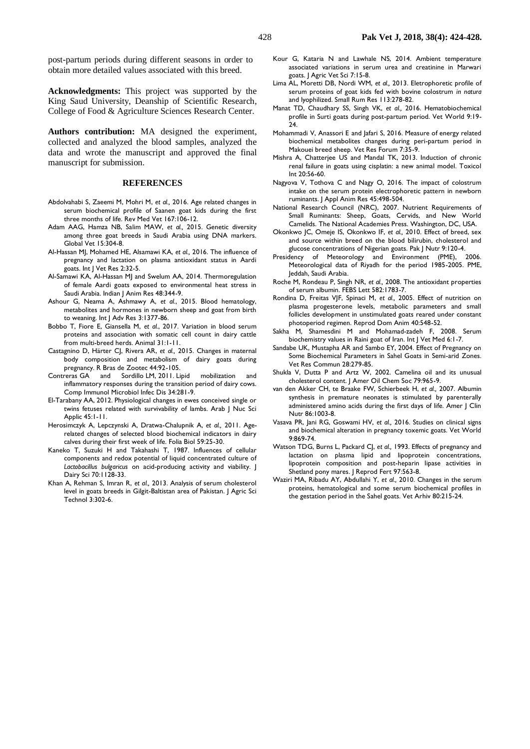post-partum periods during different seasons in order to obtain more detailed values associated with this breed.

**Acknowledgments:** This project was supported by the King Saud University, Deanship of Scientific Research, College of Food & Agriculture Sciences Research Center.

**Authors contribution:** MA designed the experiment, collected and analyzed the blood samples, analyzed the data and wrote the manuscript and approved the final manuscript for submission.

## REFERENCES

Abdolvahabi S, Zaeemi M, Mohri M, *et al.,* 2016. Age related changes in serum biochemical profile of Saanen goat kids during the first three months of life. Rev Med Vet 167:106-12.

Adam AAG, Hamza NB, Salim MAW, *et al.,* 2015. Genetic diversity among three goat breeds in Saudi Arabia using DNA markers. Global Vet 15:304-8.

Al-Hassan MJ, Mohamed HE, Alsamawi KA, *et al.,* 2016. The influence of pregnancy and lactation on plasma antioxidant status in Aardi goats. Int J Vet Res 2:32-5.

Al-Samawi KA, Al-Hassan MJ and Swelum AA, 2014. Thermoregulation of female Aardi goats exposed to environmental heat stress in Saudi Arabia. Indian J Anim Res 48:344-9.

Ashour G, Neama A, Ashmawy A, *et al.*, 2015. Blood hematology, metabolites and hormones in newborn sheep and goat from birth to weaning. Int J Adv Res 3:1377-86.

Bobbo T, Fiore E, Giansella M, *et al.*, 2017. Variation in blood serum proteins and association with somatic cell count in dairy cattle from multi-breed herds. Animal 31:1-11.

Castagnino D, Härter CJ, Rivera AR, *et al.,* 2015. Changes in maternal body composition and metabolism of dairy goats during pregnancy. R Bras de Zootec 44:92-105.

Contreras GA and Sordillo LM, 2011. Lipid mobilization and inflammatory responses during the transition period of dairy cows. Comp Immunol Microbiol Infec Dis 34:281-9.

El-Tarabany AA, 2012. Physiological changes in ewes conceived single or twins fetuses related with survivability of lambs. Arab J Nuc Sci Applic 45:1-11.

Herosimczyk A, Lepczynski A, Dratwa-Chalupnik A, *et al.,* 2011. Age-related changes of selected blood biochemical indicators in dairy calves during their first week of life. Folia Biol 59:25-30.

Kaneko T, Suzuki H and Takahashi T, 1987. Influences of cellular components and redox potential of liquid concentrated culture of *Lactobacillus bulgaricus* on acid-producing activity and viability. J Dairy Sci 70:1128-33.

Khan A, Rehman S, Imran R, *et al.,* 2013. Analysis of serum cholesterol level in goats breeds in Gilgit-Baltistan area of Pakistan. J Agric Sci Technol 3:302-6.

Kour G, Kataria N and Lawhale NS, 2014. Ambient temperature associated variations in serum urea and creatinine in Marwari goats. J Agric Vet Sci 7:15-8.

Lima AL, Moretti DB, Nordi WM, *et al.,* 2013. Eletrophoretic profile of serum proteins of goat kids fed with bovine colostrum *in natura* and lyophilized. Small Rum Res 113:278-82.

Manat TD, Chaudhary SS, Singh VK, *et al.,* 2016. Hematobiochemical profile in Surti goats during post-partum period. Vet World 9:19-24.

Mohammadi V, Anassori E and Jafari S, 2016. Measure of energy related biochemical metabolites changes during peri-partum period in Makouei breed sheep. Vet Res Forum 7:35-9.

Mishra A, Chatterjee US and Mandal TK, 2013. Induction of chronic renal failure in goats using cisplatin: a new animal model. Toxicol Int 20:56-60.

Nagyova V, Tothova C and Nagy O, 2016. The impact of colostrum intake on the serum protein electrophoretic pattern in newborn ruminants. J Appl Anim Res 45:498-504.

National Research Council (NRC), 2007. Nutrient Requirements of Small Ruminants: Sheep, Goats, Cervids, and New World Camelids. The National Academies Press. Washington, DC, USA.

Okonkwo JC, Omeje IS, Okonkwo IF, *et al.,* 2010. Effect of breed, sex and source within breed on the blood bilirubin, cholesterol and glucose concentrations of Nigerian goats. Pak J Nutr 9:120-4.

Presidency of Meteorology and Environment (PME), 2006. Meteorological data of Riyadh for the period 1985-2005. PME, Jeddah, Saudi Arabia.

Roche M, Rondeau P, Singh NR, *et al.,* 2008. The antioxidant properties of serum albumin. FEBS Lett 582:1783-7.

Rondina D, Freitas VJF, Spinaci M, *et al.,* 2005. Effect of nutrition on plasma progesterone levels, metabolic parameters and small follicles development in unstimulated goats reared under constant photoperiod regimen. Reprod Dom Anim 40:548-52.

Sakha M, Shamesdini M and Mohamad-zadeh F, 2008. Serum biochemistry values in Raini goat of Iran. Int J Vet Med 6:1-7.

Sandabe UK, Mustapha AR and Sambo EY, 2004. Effect of Pregnancy on Some Biochemical Parameters in Sahel Goats in Semi-arid Zones. Vet Res Commun 28:279-85.

Shukla V, Dutta P and Artz W, 2002. Camelina oil and its unusual cholesterol content. J Amer Oil Chem Soc 79:965-9.

van den Akker CH, te Braake FW, Schierbeek H, *et al.,* 2007. Albumin synthesis in premature neonates is stimulated by parenterally administered amino acids during the first days of life. Amer J Clin Nutr 86:1003-8.

Vasava PR, Jani RG, Goswami HV, *et al.,* 2016. Studies on clinical signs and biochemical alteration in pregnancy toxemic goats. Vet World 9:869-74.

Watson TDG, Burns L, Packard CJ, *et al.,* 1993. Effects of pregnancy and lactation on plasma lipid and lipoprotein concentrations, lipoprotein composition and post-heparin lipase activities in Shetland pony mares. J Reprod Fert 97:563-8.

Waziri MA, Ribadu AY, Abdullahi Y, *et al.,* 2010. Changes in the serum proteins, hematological and some serum biochemical profiles in the gestation period in the Sahel goats. Vet Arhiv 80:215-24.